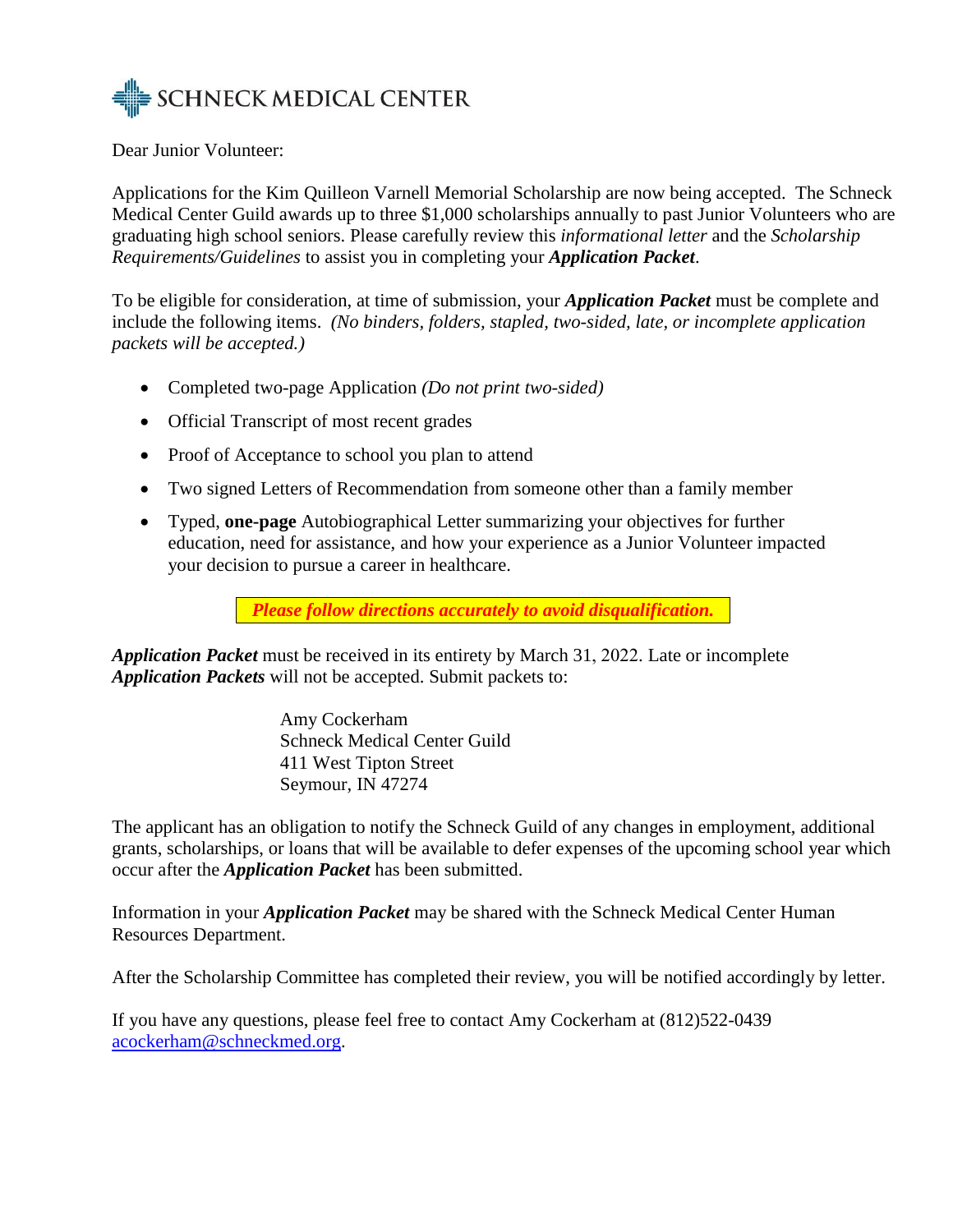# SCHNECK MEDICAL CENTER

Dear Junior Volunteer:

Applications for the Kim Quilleon Varnell Memorial Scholarship are now being accepted. The Schneck Medical Center Guild awards up to three $1,000 scholarships annually to past Junior Volunteers who are graduating high school seniors. Please carefully review this *informational letter* and the *Scholarship Requirements/Guidelines* to assist you in completing your ***Application Packet***.

To be eligible for consideration, at time of submission, your ***Application Packet*** must be complete and include the following items. *(No binders, folders, stapled, two-sided, late, or incomplete application packets will be accepted.)*

- Completed two-page Application *(Do not print two-sided)*
- Official Transcript of most recent grades
- Proof of Acceptance to school you plan to attend
- Two signed Letters of Recommendation from someone other than a family member
- Typed, **one-page** Autobiographical Letter summarizing your objectives for further education, need for assistance, and how your experience as a Junior Volunteer impacted your decision to pursue a career in healthcare.

***Please follow directions accurately to avoid disqualification.***

***Application Packet*** must be received in its entirety by March 31, 2022. Late or incomplete ***Application Packets*** will not be accepted. Submit packets to:

Amy Cockerham
Schneck Medical Center Guild
411 West Tipton Street
Seymour, IN 47274

The applicant has an obligation to notify the Schneck Guild of any changes in employment, additional grants, scholarships, or loans that will be available to defer expenses of the upcoming school year which occur after the ***Application Packet*** has been submitted.

Information in your ***Application Packet*** may be shared with the Schneck Medical Center Human Resources Department.

After the Scholarship Committee has completed their review, you will be notified accordingly by letter.

If you have any questions, please feel free to contact Amy Cockerham at (812)522-0439 acockerham@schneckmed.org.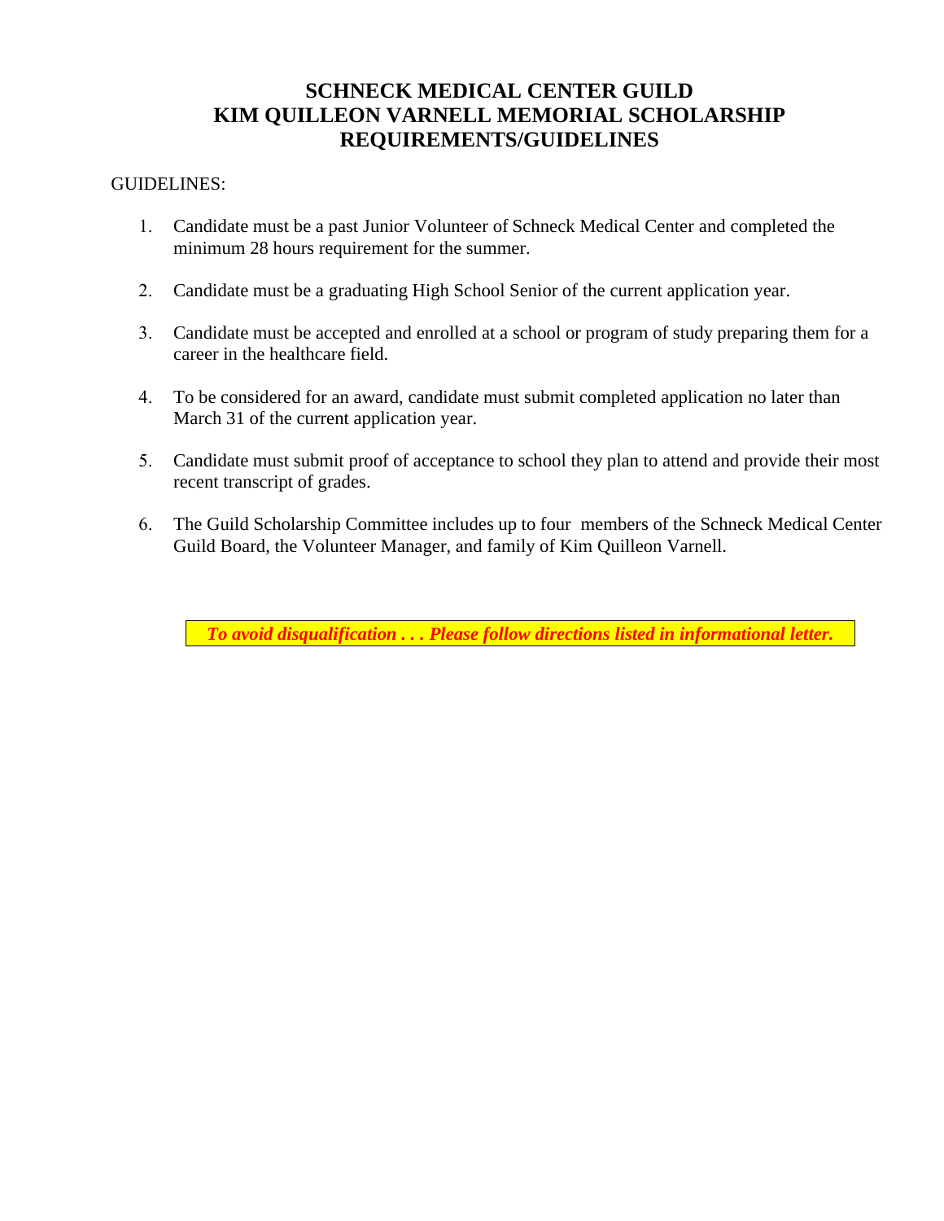# SCHNECK MEDICAL CENTER GUILD
# KIM QUILLEON VARNELL MEMORIAL SCHOLARSHIP
# REQUIREMENTS/GUIDELINES

GUIDELINES:

1. Candidate must be a past Junior Volunteer of Schneck Medical Center and completed the minimum 28 hours requirement for the summer.

2. Candidate must be a graduating High School Senior of the current application year.

3. Candidate must be accepted and enrolled at a school or program of study preparing them for a career in the healthcare field.

4. To be considered for an award, candidate must submit completed application no later than March 31 of the current application year.

5. Candidate must submit proof of acceptance to school they plan to attend and provide their most recent transcript of grades.

6. The Guild Scholarship Committee includes up to four members of the Schneck Medical Center Guild Board, the Volunteer Manager, and family of Kim Quilleon Varnell.

***To avoid disqualification . . . Please follow directions listed in informational letter.***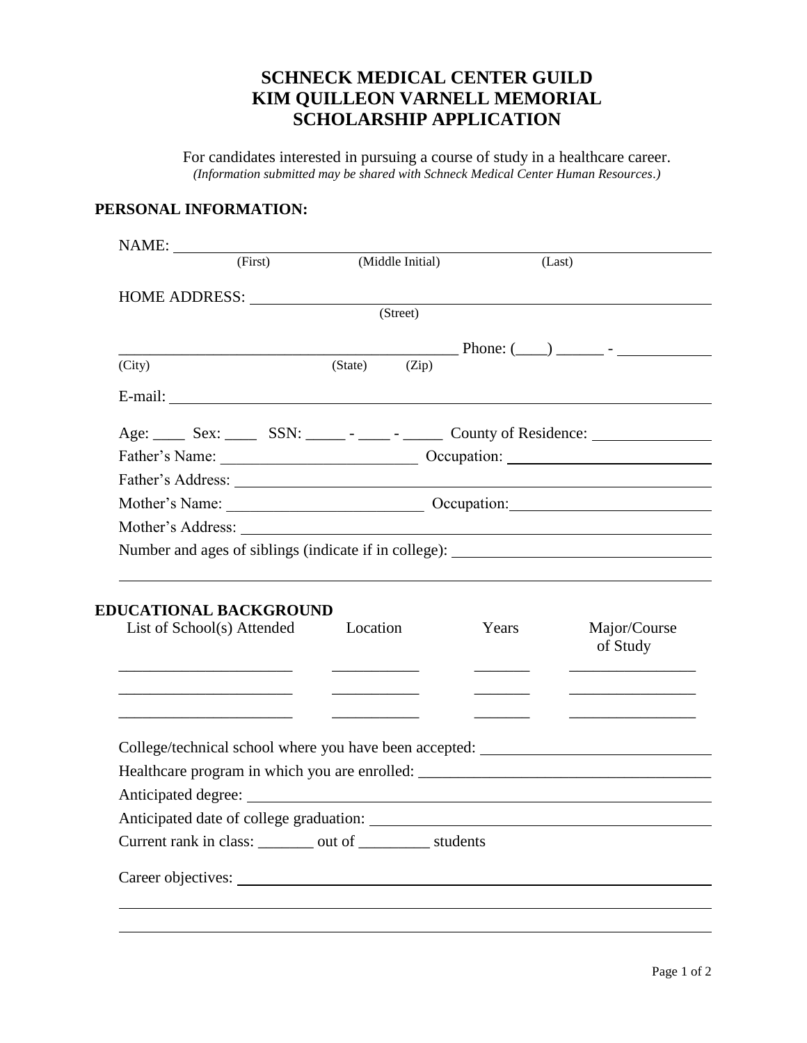# SCHNECK MEDICAL CENTER GUILD
# KIM QUILLEON VARNELL MEMORIAL
# SCHOLARSHIP APPLICATION

For candidates interested in pursuing a course of study in a healthcare career.
*(Information submitted may be shared with Schneck Medical Center Human Resources.)*

**PERSONAL INFORMATION:**

NAME: ______________________________________________
(First) (Middle Initial) (Last)

HOME ADDRESS: ______________________________________________
(Street)

______________________________________________ Phone: (____) ______ - ____________
(City) (State) (Zip)

E-mail: ______________________________________________

Age: ____ Sex: ____ SSN: _____ - ____ - _____ County of Residence: _______________

Father's Name: _________________________ Occupation: _________________________

Father's Address: ______________________________________________

Mother's Name: _________________________ Occupation: _________________________

Mother's Address: ______________________________________________

Number and ages of siblings (indicate if in college): ________________________________

______________________________________________

**EDUCATIONAL BACKGROUND**

| List of School(s) Attended | Location | Years | Major/Course of Study |
|---|---|---|---|
| ______________________ | ___________ | _______ | ________________ |
| ______________________ | ___________ | _______ | ________________ |
| ______________________ | ___________ | _______ | ________________ |

College/technical school where you have been accepted: ____________________________

Healthcare program in which you are enrolled: ____________________________________

Anticipated degree: ______________________________________________

Anticipated date of college graduation: ______________________________________________

Current rank in class: _______ out of _________ students

Career objectives: ______________________________________________

______________________________________________

______________________________________________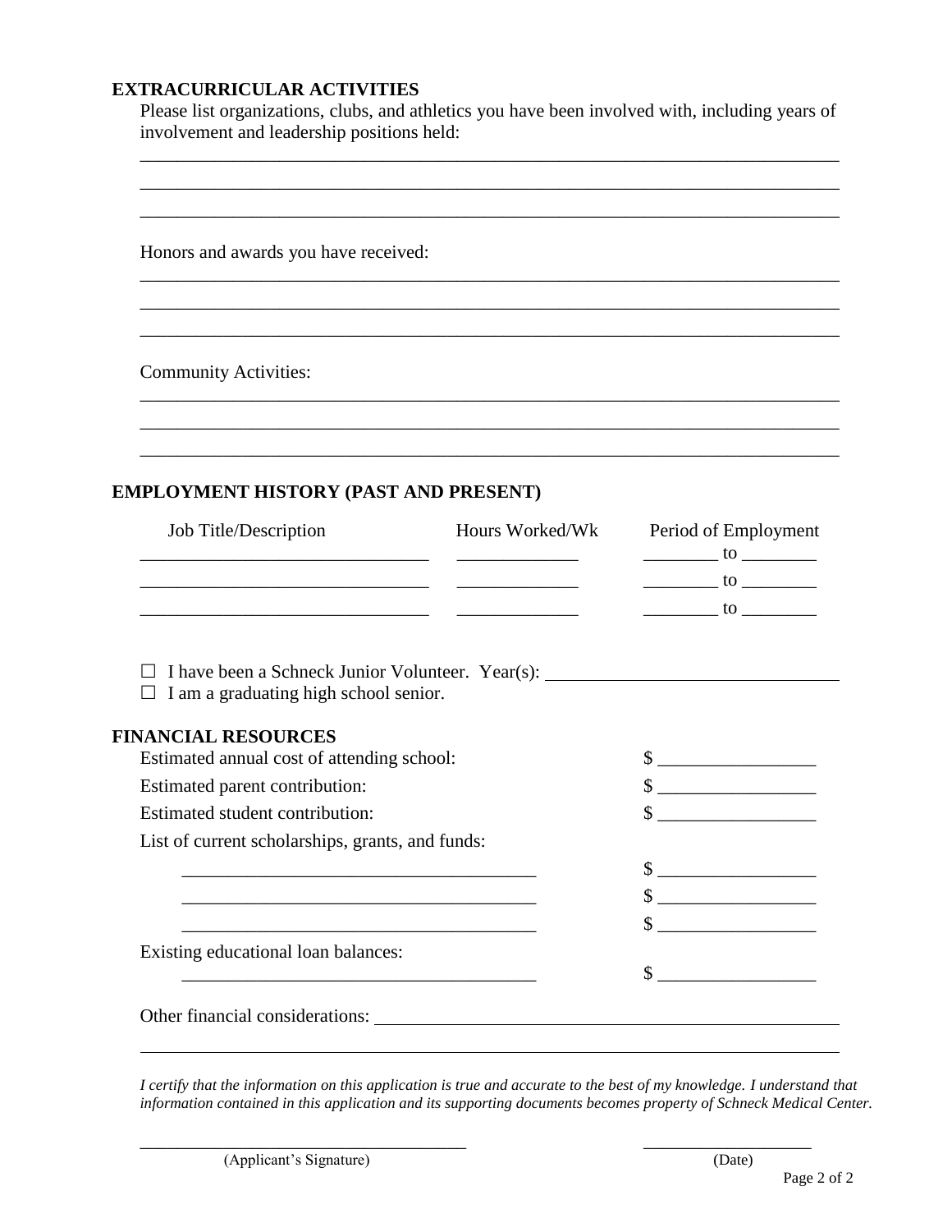## EXTRACURRICULAR ACTIVITIES

Please list organizations, clubs, and athletics you have been involved with, including years of involvement and leadership positions held:

\_\_\_\_\_\_\_\_\_\_\_\_\_\_\_\_\_\_\_\_\_\_\_\_\_\_\_\_\_\_\_\_\_\_\_\_\_\_\_\_\_\_\_\_\_\_\_\_\_\_\_\_\_\_\_\_\_\_\_\_\_\_\_\_\_\_\_\_\_\_\_\_

\_\_\_\_\_\_\_\_\_\_\_\_\_\_\_\_\_\_\_\_\_\_\_\_\_\_\_\_\_\_\_\_\_\_\_\_\_\_\_\_\_\_\_\_\_\_\_\_\_\_\_\_\_\_\_\_\_\_\_\_\_\_\_\_\_\_\_\_\_\_\_\_

\_\_\_\_\_\_\_\_\_\_\_\_\_\_\_\_\_\_\_\_\_\_\_\_\_\_\_\_\_\_\_\_\_\_\_\_\_\_\_\_\_\_\_\_\_\_\_\_\_\_\_\_\_\_\_\_\_\_\_\_\_\_\_\_\_\_\_\_\_\_\_\_

Honors and awards you have received:

\_\_\_\_\_\_\_\_\_\_\_\_\_\_\_\_\_\_\_\_\_\_\_\_\_\_\_\_\_\_\_\_\_\_\_\_\_\_\_\_\_\_\_\_\_\_\_\_\_\_\_\_\_\_\_\_\_\_\_\_\_\_\_\_\_\_\_\_\_\_\_\_

\_\_\_\_\_\_\_\_\_\_\_\_\_\_\_\_\_\_\_\_\_\_\_\_\_\_\_\_\_\_\_\_\_\_\_\_\_\_\_\_\_\_\_\_\_\_\_\_\_\_\_\_\_\_\_\_\_\_\_\_\_\_\_\_\_\_\_\_\_\_\_\_

\_\_\_\_\_\_\_\_\_\_\_\_\_\_\_\_\_\_\_\_\_\_\_\_\_\_\_\_\_\_\_\_\_\_\_\_\_\_\_\_\_\_\_\_\_\_\_\_\_\_\_\_\_\_\_\_\_\_\_\_\_\_\_\_\_\_\_\_\_\_\_\_

Community Activities:

\_\_\_\_\_\_\_\_\_\_\_\_\_\_\_\_\_\_\_\_\_\_\_\_\_\_\_\_\_\_\_\_\_\_\_\_\_\_\_\_\_\_\_\_\_\_\_\_\_\_\_\_\_\_\_\_\_\_\_\_\_\_\_\_\_\_\_\_\_\_\_\_

\_\_\_\_\_\_\_\_\_\_\_\_\_\_\_\_\_\_\_\_\_\_\_\_\_\_\_\_\_\_\_\_\_\_\_\_\_\_\_\_\_\_\_\_\_\_\_\_\_\_\_\_\_\_\_\_\_\_\_\_\_\_\_\_\_\_\_\_\_\_\_\_

\_\_\_\_\_\_\_\_\_\_\_\_\_\_\_\_\_\_\_\_\_\_\_\_\_\_\_\_\_\_\_\_\_\_\_\_\_\_\_\_\_\_\_\_\_\_\_\_\_\_\_\_\_\_\_\_\_\_\_\_\_\_\_\_\_\_\_\_\_\_\_\_

## EMPLOYMENT HISTORY (PAST AND PRESENT)

| Job Title/Description | Hours Worked/Wk | Period of Employment |
|---|---|---|
| | | \_\_\_\_\_\_\_\_ to \_\_\_\_\_\_\_\_ |
| | | \_\_\_\_\_\_\_\_ to \_\_\_\_\_\_\_\_ |
| | | \_\_\_\_\_\_\_\_ to \_\_\_\_\_\_\_\_ |

☐ I have been a Schneck Junior Volunteer. Year(s): \_\_\_\_\_\_\_\_\_\_\_\_\_\_\_\_\_\_\_\_\_\_\_\_\_\_\_\_\_\_\_\_

☐ I am a graduating high school senior.

## FINANCIAL RESOURCES

| | |
|---|---|
| Estimated annual cost of attending school: | $ \_\_\_\_\_\_\_\_\_\_\_\_\_\_\_\_\_ |
| Estimated parent contribution: | $ \_\_\_\_\_\_\_\_\_\_\_\_\_\_\_\_\_ |
| Estimated student contribution: | $ \_\_\_\_\_\_\_\_\_\_\_\_\_\_\_\_\_ |
| List of current scholarships, grants, and funds: | |
| \_\_\_\_\_\_\_\_\_\_\_\_\_\_\_\_\_\_\_\_\_\_\_\_\_\_\_\_\_\_\_\_\_\_\_\_\_\_\_ | $ \_\_\_\_\_\_\_\_\_\_\_\_\_\_\_\_\_ |
| \_\_\_\_\_\_\_\_\_\_\_\_\_\_\_\_\_\_\_\_\_\_\_\_\_\_\_\_\_\_\_\_\_\_\_\_\_\_\_ | $ \_\_\_\_\_\_\_\_\_\_\_\_\_\_\_\_\_ |
| \_\_\_\_\_\_\_\_\_\_\_\_\_\_\_\_\_\_\_\_\_\_\_\_\_\_\_\_\_\_\_\_\_\_\_\_\_\_\_ | $ \_\_\_\_\_\_\_\_\_\_\_\_\_\_\_\_\_ |
| Existing educational loan balances: | |
| \_\_\_\_\_\_\_\_\_\_\_\_\_\_\_\_\_\_\_\_\_\_\_\_\_\_\_\_\_\_\_\_\_\_\_\_\_\_\_ | $ \_\_\_\_\_\_\_\_\_\_\_\_\_\_\_\_\_ |

Other financial considerations: \_\_\_\_\_\_\_\_\_\_\_\_\_\_\_\_\_\_\_\_\_\_\_\_\_\_\_\_\_\_\_\_\_\_\_\_\_\_\_\_\_\_\_\_\_\_\_\_\_\_

\_\_\_\_\_\_\_\_\_\_\_\_\_\_\_\_\_\_\_\_\_\_\_\_\_\_\_\_\_\_\_\_\_\_\_\_\_\_\_\_\_\_\_\_\_\_\_\_\_\_\_\_\_\_\_\_\_\_\_\_\_\_\_\_\_\_\_\_\_\_\_\_

*I certify that the information on this application is true and accurate to the best of my knowledge. I understand that information contained in this application and its supporting documents becomes property of Schneck Medical Center.*

\_\_\_\_\_\_\_\_\_\_\_\_\_\_\_\_\_\_\_\_\_\_\_\_\_\_\_\_\_\_\_\_\_\_\_\_\_ &nbsp;&nbsp;&nbsp;&nbsp;&nbsp;&nbsp;&nbsp;&nbsp; \_\_\_\_\_\_\_\_\_\_\_\_\_\_\_\_\_\_\_

(Applicant's Signature) &nbsp;&nbsp;&nbsp;&nbsp;&nbsp;&nbsp;&nbsp;&nbsp; (Date)